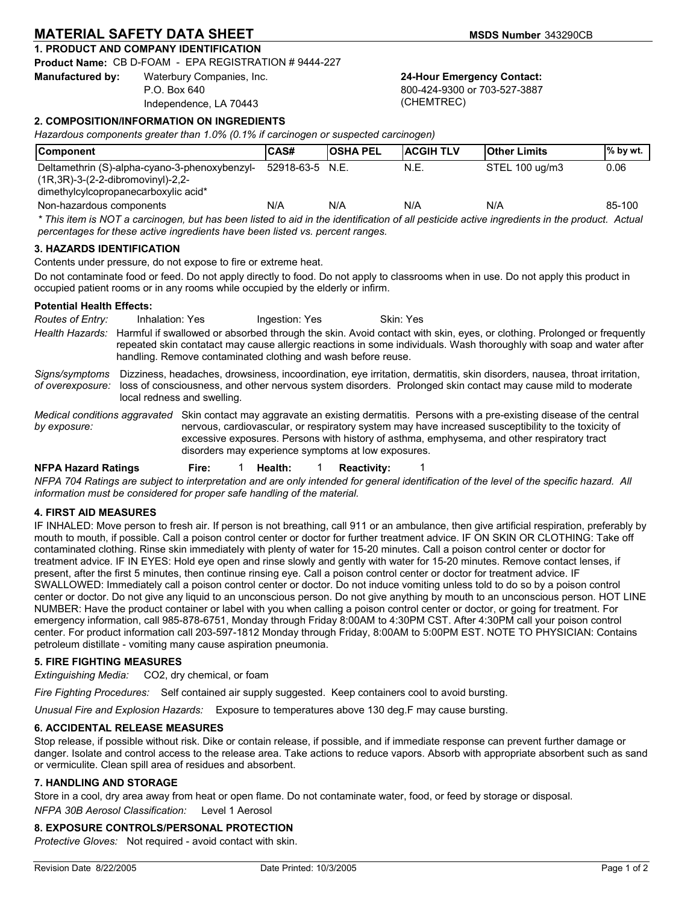# MATERIAL SAFETY DATA SHEET

**MSDS Number** 343290CB

## 1. PRODUCT AND COMPANY IDENTIFICATION

**Product Name:** CB D-FOAM - EPA REGISTRATION # 9444-227

**Manufactured by:** Waterbury Companies, Inc.
P.O. Box 640
Independence, LA 70443

**24-Hour Emergency Contact:**
800-424-9300 or 703-527-3887
(CHEMTREC)

## 2. COMPOSITION/INFORMATION ON INGREDIENTS

*Hazardous components greater than 1.0% (0.1% if carcinogen or suspected carcinogen)*

| Component | CAS# | OSHA PEL | ACGIH TLV | Other Limits | % by wt. |
|---|---|---|---|---|---|
| Deltamethrin (S)-alpha-cyano-3-phenoxybenzyl-(1R,3R)-3-(2-2-dibromovinyl)-2,2-dimethylcylcopropanecarboxylic acid* | 52918-63-5 | N.E. | N.E. | STEL 100 ug/m3 | 0.06 |
| Non-hazardous components | N/A | N/A | N/A | N/A | 85-100 |

*\* This item is NOT a carcinogen, but has been listed to aid in the identification of all pesticide active ingredients in the product. Actual percentages for these active ingredients have been listed vs. percent ranges.*

## 3. HAZARDS IDENTIFICATION

Contents under pressure, do not expose to fire or extreme heat.

Do not contaminate food or feed. Do not apply directly to food. Do not apply to classrooms when in use. Do not apply this product in occupied patient rooms or in any rooms while occupied by the elderly or infirm.

**Potential Health Effects:**

*Routes of Entry:* Inhalation: Yes Ingestion: Yes Skin: Yes

*Health Hazards:* Harmful if swallowed or absorbed through the skin. Avoid contact with skin, eyes, or clothing. Prolonged or frequently repeated skin contatact may cause allergic reactions in some individuals. Wash thoroughly with soap and water after handling. Remove contaminated clothing and wash before reuse.

*Signs/symptoms of overexposure:* Dizziness, headaches, drowsiness, incoordination, eye irritation, dermatitis, skin disorders, nausea, throat irritation, loss of consciousness, and other nervous system disorders. Prolonged skin contact may cause mild to moderate local redness and swelling.

*Medical conditions aggravated by exposure:* Skin contact may aggravate an existing dermatitis. Persons with a pre-existing disease of the central nervous, cardiovascular, or respiratory system may have increased susceptibility to the toxicity of excessive exposures. Persons with history of asthma, emphysema, and other respiratory tract disorders may experience symptoms at low exposures.

**NFPA Hazard Ratings** **Fire:** 1 **Health:** 1 **Reactivity:** 1

*NFPA 704 Ratings are subject to interpretation and are only intended for general identification of the level of the specific hazard. All information must be considered for proper safe handling of the material.*

## 4. FIRST AID MEASURES

IF INHALED: Move person to fresh air. If person is not breathing, call 911 or an ambulance, then give artificial respiration, preferably by mouth to mouth, if possible. Call a poison control center or doctor for further treatment advice. IF ON SKIN OR CLOTHING: Take off contaminated clothing. Rinse skin immediately with plenty of water for 15-20 minutes. Call a poison control center or doctor for treatment advice. IF IN EYES: Hold eye open and rinse slowly and gently with water for 15-20 minutes. Remove contact lenses, if present, after the first 5 minutes, then continue rinsing eye. Call a poison control center or doctor for treatment advice. IF SWALLOWED: Immediately call a poison control center or doctor. Do not induce vomiting unless told to do so by a poison control center or doctor. Do not give any liquid to an unconscious person. Do not give anything by mouth to an unconscious person. HOT LINE NUMBER: Have the product container or label with you when calling a poison control center or doctor, or going for treatment. For emergency information, call 985-878-6751, Monday through Friday 8:00AM to 4:30PM CST. After 4:30PM call your poison control center. For product information call 203-597-1812 Monday through Friday, 8:00AM to 5:00PM EST. NOTE TO PHYSICIAN: Contains petroleum distillate - vomiting many cause aspiration pneumonia.

## 5. FIRE FIGHTING MEASURES

*Extinguishing Media:* CO2, dry chemical, or foam

*Fire Fighting Procedures:* Self contained air supply suggested. Keep containers cool to avoid bursting.

*Unusual Fire and Explosion Hazards:* Exposure to temperatures above 130 deg.F may cause bursting.

## 6. ACCIDENTAL RELEASE MEASURES

Stop release, if possible without risk. Dike or contain release, if possible, and if immediate response can prevent further damage or danger. Isolate and control access to the release area. Take actions to reduce vapors. Absorb with appropriate absorbent such as sand or vermiculite. Clean spill area of residues and absorbent.

## 7. HANDLING AND STORAGE

Store in a cool, dry area away from heat or open flame. Do not contaminate water, food, or feed by storage or disposal.

*NFPA 30B Aerosol Classification:* Level 1 Aerosol

## 8. EXPOSURE CONTROLS/PERSONAL PROTECTION

*Protective Gloves:* Not required - avoid contact with skin.

Revision Date 8/22/2005 Date Printed: 10/3/2005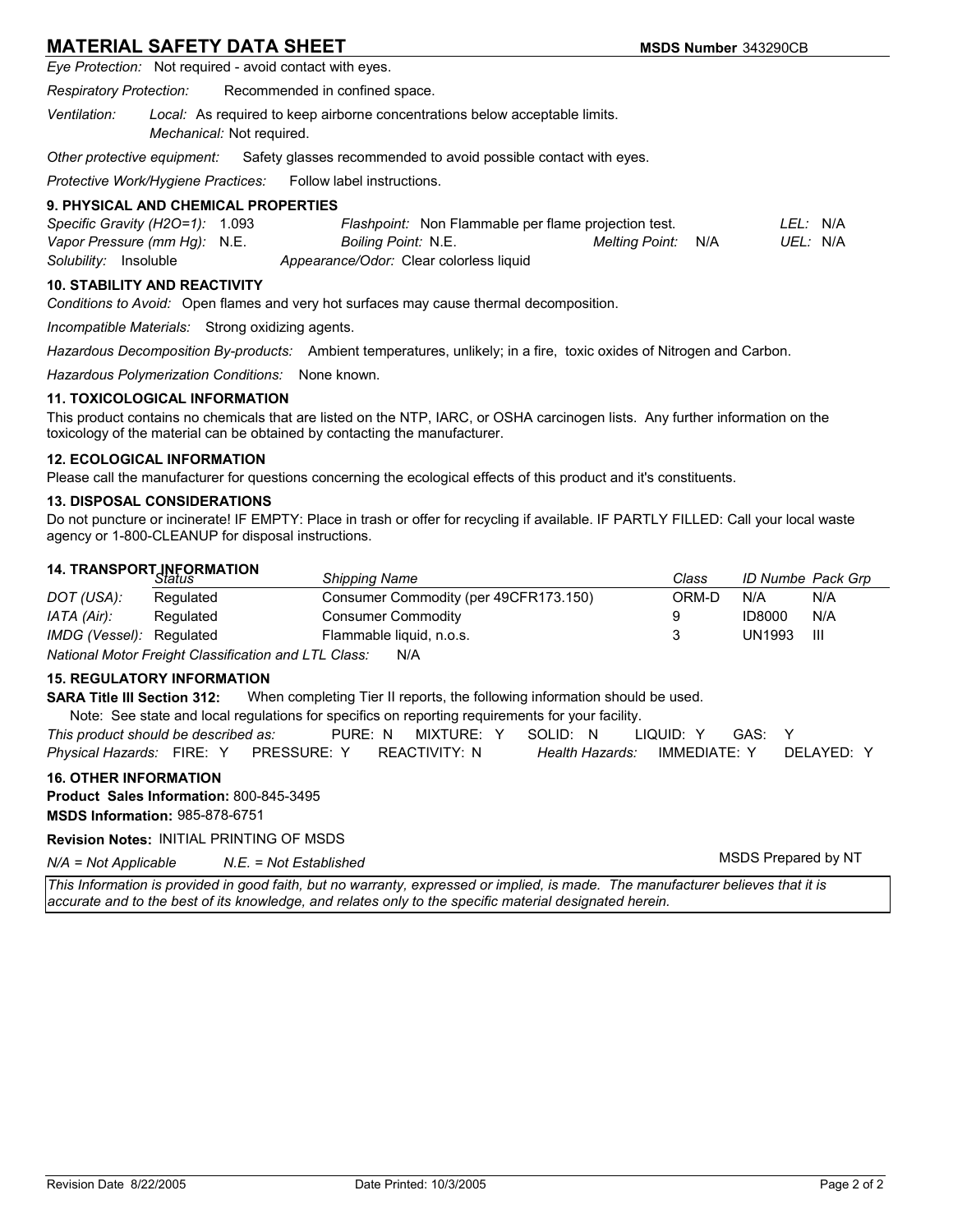# MATERIAL SAFETY DATA SHEET

**MSDS Number** 343290CB

*Eye Protection:* Not required - avoid contact with eyes.

*Respiratory Protection:* Recommended in confined space.

*Ventilation:* *Local:* As required to keep airborne concentrations below acceptable limits.
*Mechanical:* Not required.

*Other protective equipment:* Safety glasses recommended to avoid possible contact with eyes.

*Protective Work/Hygiene Practices:* Follow label instructions.

### 9. PHYSICAL AND CHEMICAL PROPERTIES

*Specific Gravity (H2O=1):* 1.093 *Flashpoint:* Non Flammable per flame projection test. *LEL:* N/A

*Vapor Pressure (mm Hg):* N.E. *Boiling Point:* N.E. *Melting Point:* N/A *UEL:* N/A

*Solubility:* Insoluble *Appearance/Odor:* Clear colorless liquid

### 10. STABILITY AND REACTIVITY

*Conditions to Avoid:* Open flames and very hot surfaces may cause thermal decomposition.

*Incompatible Materials:* Strong oxidizing agents.

*Hazardous Decomposition By-products:* Ambient temperatures, unlikely; in a fire, toxic oxides of Nitrogen and Carbon.

*Hazardous Polymerization Conditions:* None known.

### 11. TOXICOLOGICAL INFORMATION

This product contains no chemicals that are listed on the NTP, IARC, or OSHA carcinogen lists. Any further information on the toxicology of the material can be obtained by contacting the manufacturer.

### 12. ECOLOGICAL INFORMATION

Please call the manufacturer for questions concerning the ecological effects of this product and it's constituents.

### 13. DISPOSAL CONSIDERATIONS

Do not puncture or incinerate! IF EMPTY: Place in trash or offer for recycling if available. IF PARTLY FILLED: Call your local waste agency or 1-800-CLEANUP for disposal instructions.

### 14. TRANSPORT INFORMATION

| | *Status* | *Shipping Name* | *Class* | *ID Numbe* | *Pack Grp* |
|---|---|---|---|---|---|
| *DOT (USA):* | Regulated | Consumer Commodity (per 49CFR173.150) | ORM-D | N/A | N/A |
| *IATA (Air):* | Regulated | Consumer Commodity | 9 | ID8000 | N/A |
| *IMDG (Vessel):* | Regulated | Flammable liquid, n.o.s. | 3 | UN1993 | III |

*National Motor Freight Classification and LTL Class:* N/A

### 15. REGULATORY INFORMATION

**SARA Title III Section 312:** When completing Tier II reports, the following information should be used.

Note: See state and local regulations for specifics on reporting requirements for your facility.

*This product should be described as:* PURE: N MIXTURE: Y SOLID: N LIQUID: Y GAS: Y

*Physical Hazards:* FIRE: Y PRESSURE: Y REACTIVITY: N *Health Hazards:* IMMEDIATE: Y DELAYED: Y

### 16. OTHER INFORMATION

**Product Sales Information:** 800-845-3495

**MSDS Information:** 985-878-6751

**Revision Notes:** INITIAL PRINTING OF MSDS

*N/A = Not Applicable* *N.E. = Not Established*

MSDS Prepared by NT

*This Information is provided in good faith, but no warranty, expressed or implied, is made. The manufacturer believes that it is accurate and to the best of its knowledge, and relates only to the specific material designated herein.*

Revision Date 8/22/2005 Date Printed: 10/3/2005